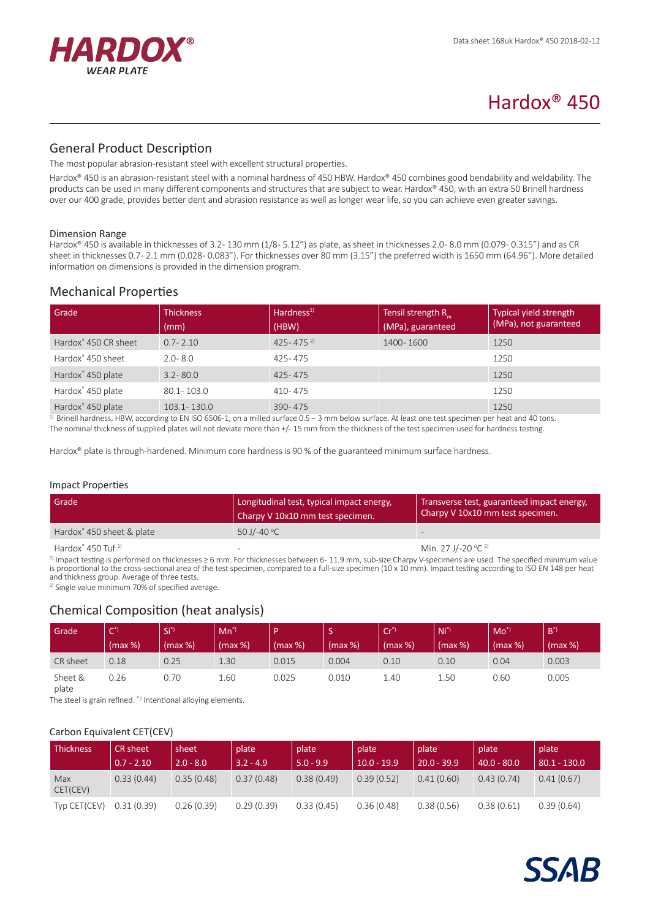# Hardox® 450

## General Product Description

The most popular abrasion-resistant steel with excellent structural properties.

Hardox® 450 is an abrasion-resistant steel with a nominal hardness of 450 HBW. Hardox® 450 combines good bendability and weldability. The products can be used in many different components and structures that are subject to wear. Hardox® 450, with an extra 50 Brinell hardness over our 400 grade, provides better dent and abrasion resistance as well as longer wear life, so you can achieve even greater savings.

### Dimension Range

Hardox® 450 is available in thicknesses of 3.2- 130 mm (1/8- 5.12") as plate, as sheet in thicknesses 2.0- 8.0 mm (0.079- 0.315") and as CR sheet in thicknesses 0.7- 2.1 mm (0.028- 0.083"). For thicknesses over 80 mm (3.15") the preferred width is 1650 mm (64.96"). More detailed information on dimensions is provided in the dimension program.

## Mechanical Properties

| Grade | Thickness (mm) | Hardness[1] (HBW) | Tensil strength $R_m$ (MPa), guaranteed | Typical yield strength (MPa), not guaranteed |
|---|---|---|---|---|
| Hardox® 450 CR sheet | 0.7- 2.10 | 425- 475 [2] | 1400- 1600 | 1250 |
| Hardox® 450 sheet | 2.0- 8.0 | 425- 475 | | 1250 |
| Hardox® 450 plate | 3.2- 80.0 | 425- 475 | | 1250 |
| Hardox® 450 plate | 80.1- 103.0 | 410- 475 | | 1250 |
| Hardox® 450 plate | 103.1- 130.0 | 390- 475 | | 1250 |

[1] Brinell hardness, HBW, according to EN ISO 6506-1, on a milled surface 0.5 – 3 mm below surface. At least one test specimen per heat and 40 tons.
The nominal thickness of supplied plates will not deviate more than +/- 15 mm from the thickness of the test specimen used for hardness testing.

Hardox® plate is through-hardened. Minimum core hardness is 90 % of the guaranteed minimum surface hardness.

### Impact Properties

| Grade | Longitudinal test, typical impact energy, Charpy V 10x10 mm test specimen. | Transverse test, guaranteed impact energy, Charpy V 10x10 mm test specimen. |
|---|---|---|
| Hardox® 450 sheet & plate | 50 J/-40 °C | - |
| Hardox® 450 Tuf [1] | - | Min. 27 J/-20 °C [2] |

[1] Impact testing is performed on thicknesses ≥ 6 mm. For thicknesses between 6- 11.9 mm, sub-size Charpy V-specimens are used. The specified minimum value is proportional to the cross-sectional area of the test specimen, compared to a full-size specimen (10 x 10 mm). Impact testing according to ISO EN 148 per heat and thickness group. Average of three tests.
[2] Single value minimum 70% of specified average.

## Chemical Composition (heat analysis)

| Grade | C*) (max %) | Si*) (max %) | Mn*) (max %) | P (max %) | S (max %) | Cr*) (max %) | Ni*) (max %) | Mo*) (max %) | B*) (max %) |
|---|---|---|---|---|---|---|---|---|---|
| CR sheet | 0.18 | 0.25 | 1.30 | 0.015 | 0.004 | 0.10 | 0.10 | 0.04 | 0.003 |
| Sheet & plate | 0.26 | 0.70 | 1.60 | 0.025 | 0.010 | 1.40 | 1.50 | 0.60 | 0.005 |

The steel is grain refined. *) Intentional alloying elements.

### Carbon Equivalent CET(CEV)

| Thickness | CR sheet 0.7 - 2.10 | sheet 2.0 - 8.0 | plate 3.2 - 4.9 | plate 5.0 - 9.9 | plate 10.0 - 19.9 | plate 20.0 - 39.9 | plate 40.0 - 80.0 | plate 80.1 - 130.0 |
|---|---|---|---|---|---|---|---|---|
| Max CET(CEV) | 0.33 (0.44) | 0.35 (0.48) | 0.37 (0.48) | 0.38 (0.49) | 0.39 (0.52) | 0.41 (0.60) | 0.43 (0.74) | 0.41 (0.67) |
| Typ CET(CEV) | 0.31 (0.39) | 0.26 (0.39) | 0.29 (0.39) | 0.33 (0.45) | 0.36 (0.48) | 0.38 (0.56) | 0.38 (0.61) | 0.39 (0.64) |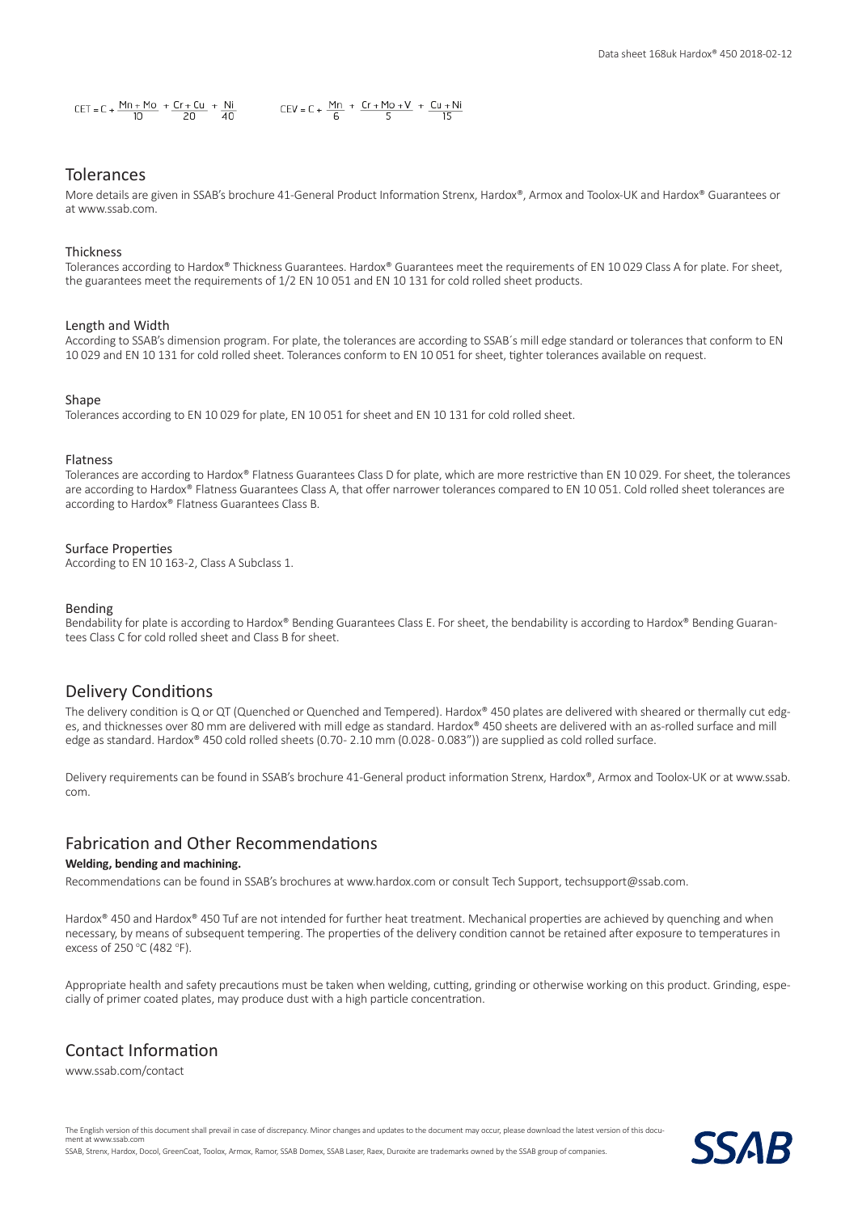$$CET = C + \frac{Mn + Mo}{10} + \frac{Cr + Cu}{20} + \frac{Ni}{40} \qquad CEV = C + \frac{Mn}{6} + \frac{Cr + Mo + V}{5} + \frac{Cu + Ni}{15}$$

## Tolerances

More details are given in SSAB's brochure 41-General Product Information Strenx, Hardox®, Armox and Toolox-UK and Hardox® Guarantees or at www.ssab.com.

### Thickness

Tolerances according to Hardox® Thickness Guarantees. Hardox® Guarantees meet the requirements of EN 10 029 Class A for plate. For sheet, the guarantees meet the requirements of 1/2 EN 10 051 and EN 10 131 for cold rolled sheet products.

### Length and Width

According to SSAB's dimension program. For plate, the tolerances are according to SSAB´s mill edge standard or tolerances that conform to EN 10 029 and EN 10 131 for cold rolled sheet. Tolerances conform to EN 10 051 for sheet, tighter tolerances available on request.

### Shape

Tolerances according to EN 10 029 for plate, EN 10 051 for sheet and EN 10 131 for cold rolled sheet.

### Flatness

Tolerances are according to Hardox® Flatness Guarantees Class D for plate, which are more restrictive than EN 10 029. For sheet, the tolerances are according to Hardox® Flatness Guarantees Class A, that offer narrower tolerances compared to EN 10 051. Cold rolled sheet tolerances are according to Hardox® Flatness Guarantees Class B.

### Surface Properties

According to EN 10 163-2, Class A Subclass 1.

### Bending

Bendability for plate is according to Hardox® Bending Guarantees Class E. For sheet, the bendability is according to Hardox® Bending Guarantees Class C for cold rolled sheet and Class B for sheet.

## Delivery Conditions

The delivery condition is Q or QT (Quenched or Quenched and Tempered). Hardox® 450 plates are delivered with sheared or thermally cut edges, and thicknesses over 80 mm are delivered with mill edge as standard. Hardox® 450 sheets are delivered with an as-rolled surface and mill edge as standard. Hardox® 450 cold rolled sheets (0.70- 2.10 mm (0.028- 0.083")) are supplied as cold rolled surface.

Delivery requirements can be found in SSAB's brochure 41-General product information Strenx, Hardox®, Armox and Toolox-UK or at www.ssab.com.

## Fabrication and Other Recommendations

**Welding, bending and machining.**

Recommendations can be found in SSAB's brochures at www.hardox.com or consult Tech Support, techsupport@ssab.com.

Hardox® 450 and Hardox® 450 Tuf are not intended for further heat treatment. Mechanical properties are achieved by quenching and when necessary, by means of subsequent tempering. The properties of the delivery condition cannot be retained after exposure to temperatures in excess of 250 °C (482 °F).

Appropriate health and safety precautions must be taken when welding, cutting, grinding or otherwise working on this product. Grinding, especially of primer coated plates, may produce dust with a high particle concentration.

## Contact Information

www.ssab.com/contact

The English version of this document shall prevail in case of discrepancy. Minor changes and updates to the document may occur, please download the latest version of this document at www.ssab.com

SSAB, Strenx, Hardox, Docol, GreenCoat, Toolox, Armox, Ramor, SSAB Domex, SSAB Laser, Raex, Duroxite are trademarks owned by the SSAB group of companies.